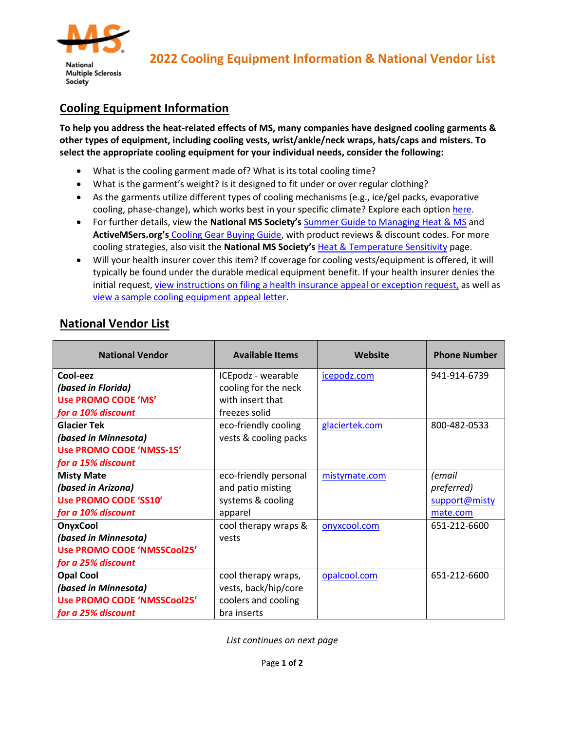National Multiple Sclerosis Society

# 2022 Cooling Equipment Information & National Vendor List

## Cooling Equipment Information

**To help you address the heat-related effects of MS, many companies have designed cooling garments & other types of equipment, including cooling vests, wrist/ankle/neck wraps, hats/caps and misters. To select the appropriate cooling equipment for your individual needs, consider the following:**

- What is the cooling garment made of? What is its total cooling time?
- What is the garment's weight? Is it designed to fit under or over regular clothing?
- As the garments utilize different types of cooling mechanisms (e.g., ice/gel packs, evaporative cooling, phase-change), which works best in your specific climate? Explore each option here.
- For further details, view the **National MS Society's** Summer Guide to Managing Heat & MS and **ActiveMSers.org's** Cooling Gear Buying Guide, with product reviews & discount codes. For more cooling strategies, also visit the **National MS Society's** Heat & Temperature Sensitivity page.
- Will your health insurer cover this item? If coverage for cooling vests/equipment is offered, it will typically be found under the durable medical equipment benefit. If your health insurer denies the initial request, view instructions on filing a health insurance appeal or exception request, as well as view a sample cooling equipment appeal letter.

## National Vendor List

| National Vendor | Available Items | Website | Phone Number |
|---|---|---|---|
| **Cool-eez** ***(based in Florida)*** **Use PROMO CODE 'MS'** ***for a 10% discount*** | ICEpodz - wearable cooling for the neck with insert that freezes solid | icepodz.com | 941-914-6739 |
| **Glacier Tek** ***(based in Minnesota)*** **Use PROMO CODE 'NMSS-15'** ***for a 15% discount*** | eco-friendly cooling vests & cooling packs | glaciertek.com | 800-482-0533 |
| **Misty Mate** ***(based in Arizona)*** **Use PROMO CODE 'SS10'** ***for a 10% discount*** | eco-friendly personal and patio misting systems & cooling apparel | mistymate.com | *(email preferred)* support@mistymate.com |
| **OnyxCool** ***(based in Minnesota)*** **Use PROMO CODE 'NMSSCool25'** ***for a 25% discount*** | cool therapy wraps & vests | onyxcool.com | 651-212-6600 |
| **Opal Cool** ***(based in Minnesota)*** **Use PROMO CODE 'NMSSCool25'** ***for a 25% discount*** | cool therapy wraps, vests, back/hip/core coolers and cooling bra inserts | opalcool.com | 651-212-6600 |

*List continues on next page*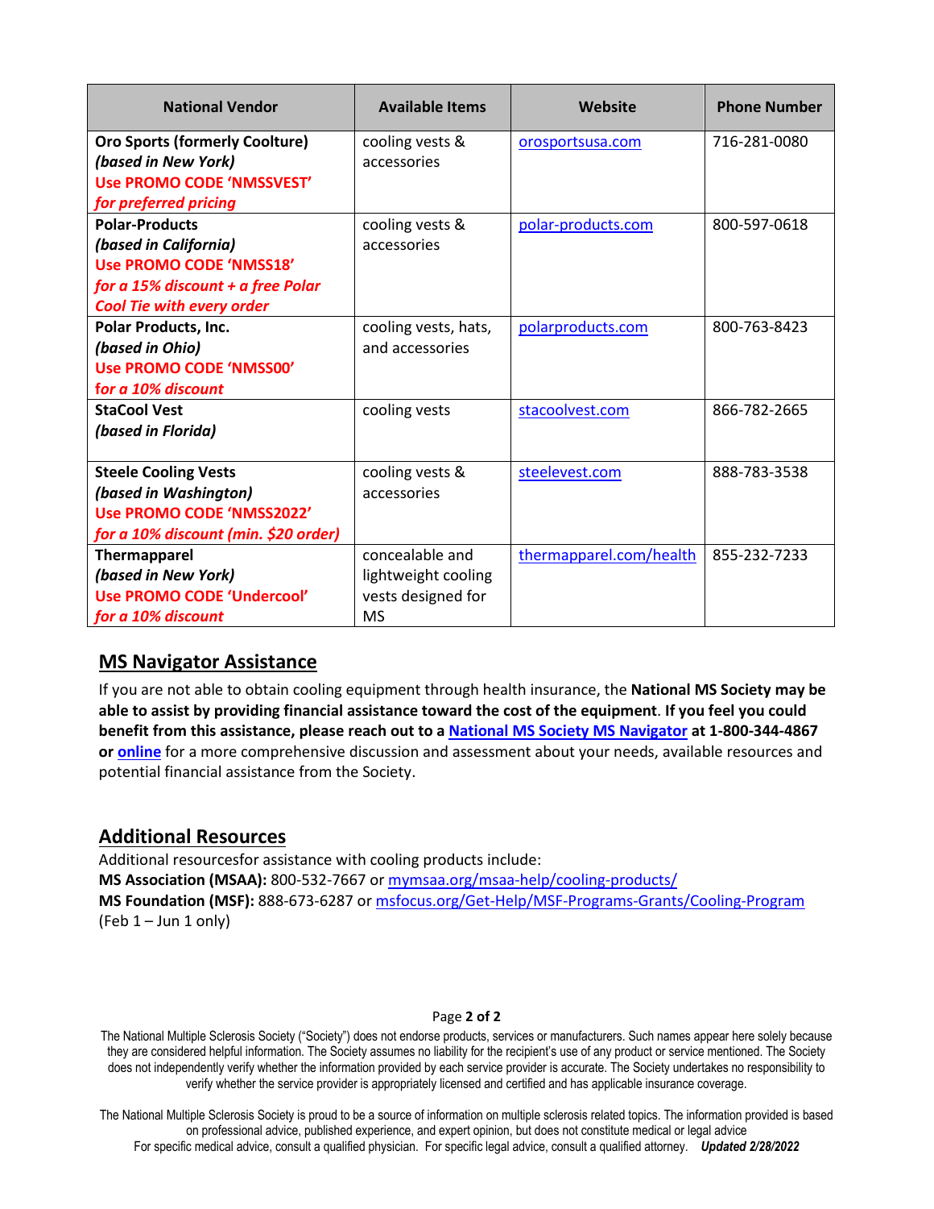| National Vendor | Available Items | Website | Phone Number |
|---|---|---|---|
| **Oro Sports (formerly Coolture)** ***(based in New York)*** **Use PROMO CODE 'NMSSVEST'** ***for preferred pricing*** | cooling vests & accessories | orosportsusa.com | 716-281-0080 |
| **Polar-Products** ***(based in California)*** **Use PROMO CODE 'NMSS18'** ***for a 15% discount + a free Polar Cool Tie with every order*** | cooling vests & accessories | polar-products.com | 800-597-0618 |
| **Polar Products, Inc.** ***(based in Ohio)*** **Use PROMO CODE 'NMSS00'** ***for a 10% discount*** | cooling vests, hats, and accessories | polarproducts.com | 800-763-8423 |
| **StaCool Vest** ***(based in Florida)*** | cooling vests | stacoolvest.com | 866-782-2665 |
| **Steele Cooling Vests** ***(based in Washington)*** **Use PROMO CODE 'NMSS2022'** ***for a 10% discount (min. $20 order)*** | cooling vests & accessories | steelevest.com | 888-783-3538 |
| **Thermapparel** ***(based in New York)*** **Use PROMO CODE 'Undercool'** ***for a 10% discount*** | concealable and lightweight cooling vests designed for MS | thermapparel.com/health | 855-232-7233 |

## MS Navigator Assistance

If you are not able to obtain cooling equipment through health insurance, the **National MS Society may be able to assist by providing financial assistance toward the cost of the equipment**. **If you feel you could benefit from this assistance, please reach out to a National MS Society MS Navigator at 1-800-344-4867 or online** for a more comprehensive discussion and assessment about your needs, available resources and potential financial assistance from the Society.

## Additional Resources

Additional resourcesfor assistance with cooling products include:
**MS Association (MSAA):** 800-532-7667 or mymsaa.org/msaa-help/cooling-products/
**MS Foundation (MSF):** 888-673-6287 or msfocus.org/Get-Help/MSF-Programs-Grants/Cooling-Program
(Feb 1 – Jun 1 only)

The National Multiple Sclerosis Society ("Society") does not endorse products, services or manufacturers. Such names appear here solely because they are considered helpful information. The Society assumes no liability for the recipient's use of any product or service mentioned. The Society does not independently verify whether the information provided by each service provider is accurate. The Society undertakes no responsibility to verify whether the service provider is appropriately licensed and certified and has applicable insurance coverage.

The National Multiple Sclerosis Society is proud to be a source of information on multiple sclerosis related topics. The information provided is based on professional advice, published experience, and expert opinion, but does not constitute medical or legal advice
For specific medical advice, consult a qualified physician. For specific legal advice, consult a qualified attorney. ***Updated 2/28/2022***